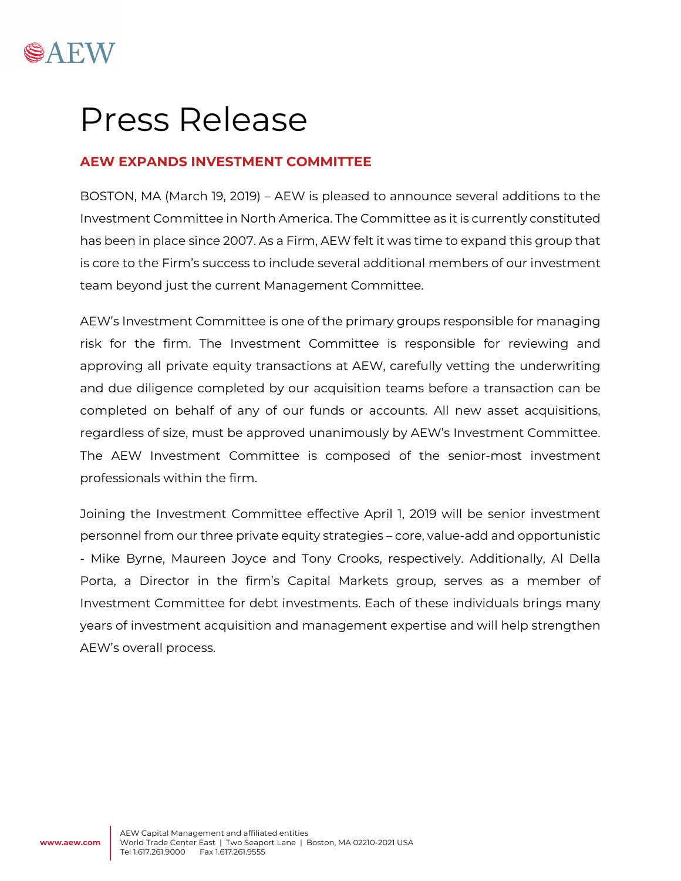# Press Release

## AEW EXPANDS INVESTMENT COMMITTEE

BOSTON, MA (March 19, 2019) – AEW is pleased to announce several additions to the Investment Committee in North America. The Committee as it is currently constituted has been in place since 2007. As a Firm, AEW felt it was time to expand this group that is core to the Firm's success to include several additional members of our investment team beyond just the current Management Committee.

AEW's Investment Committee is one of the primary groups responsible for managing risk for the firm. The Investment Committee is responsible for reviewing and approving all private equity transactions at AEW, carefully vetting the underwriting and due diligence completed by our acquisition teams before a transaction can be completed on behalf of any of our funds or accounts. All new asset acquisitions, regardless of size, must be approved unanimously by AEW's Investment Committee. The AEW Investment Committee is composed of the senior-most investment professionals within the firm.

Joining the Investment Committee effective April 1, 2019 will be senior investment personnel from our three private equity strategies – core, value-add and opportunistic - Mike Byrne, Maureen Joyce and Tony Crooks, respectively. Additionally, Al Della Porta, a Director in the firm's Capital Markets group, serves as a member of Investment Committee for debt investments. Each of these individuals brings many years of investment acquisition and management expertise and will help strengthen AEW's overall process.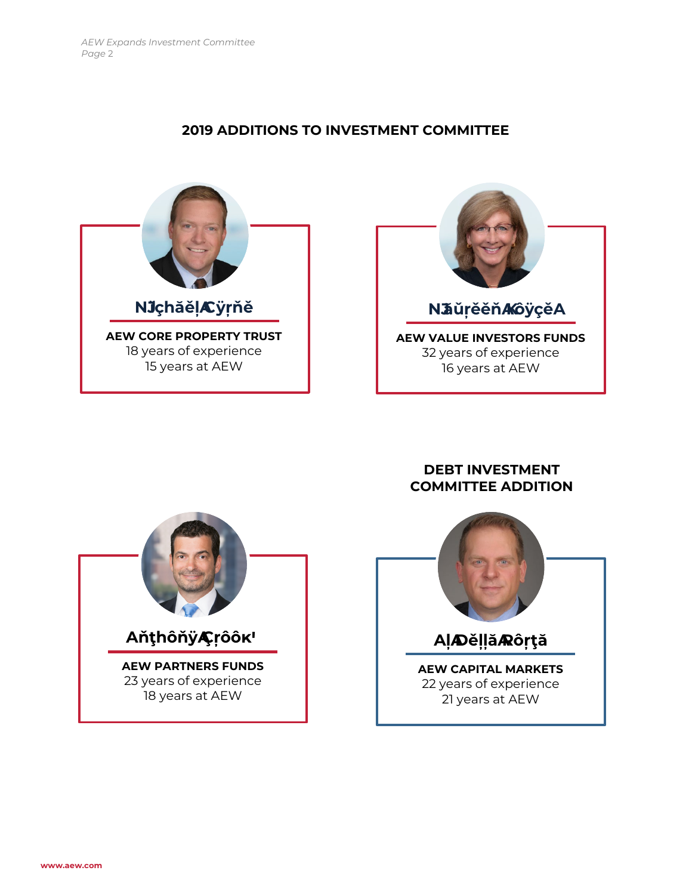## 2019 ADDITIONS TO INVESTMENT COMMITTEE

**NĴçhăěļĄÿŗňě**

**AEW CORE PROPERTY TRUST**
18 years of experience
15 years at AEW

**NĴăŭŗěěňĄôÿçěA**

**AEW VALUE INVESTORS FUNDS**
32 years of experience
16 years at AEW

**AňţhôňÿÇŗôôкˈ**

**AEW PARTNERS FUNDS**
23 years of experience
18 years at AEW

## DEBT INVESTMENT COMMITTEE ADDITION

**AļĄěļļăĄôŗţă**

**AEW CAPITAL MARKETS**
22 years of experience
21 years at AEW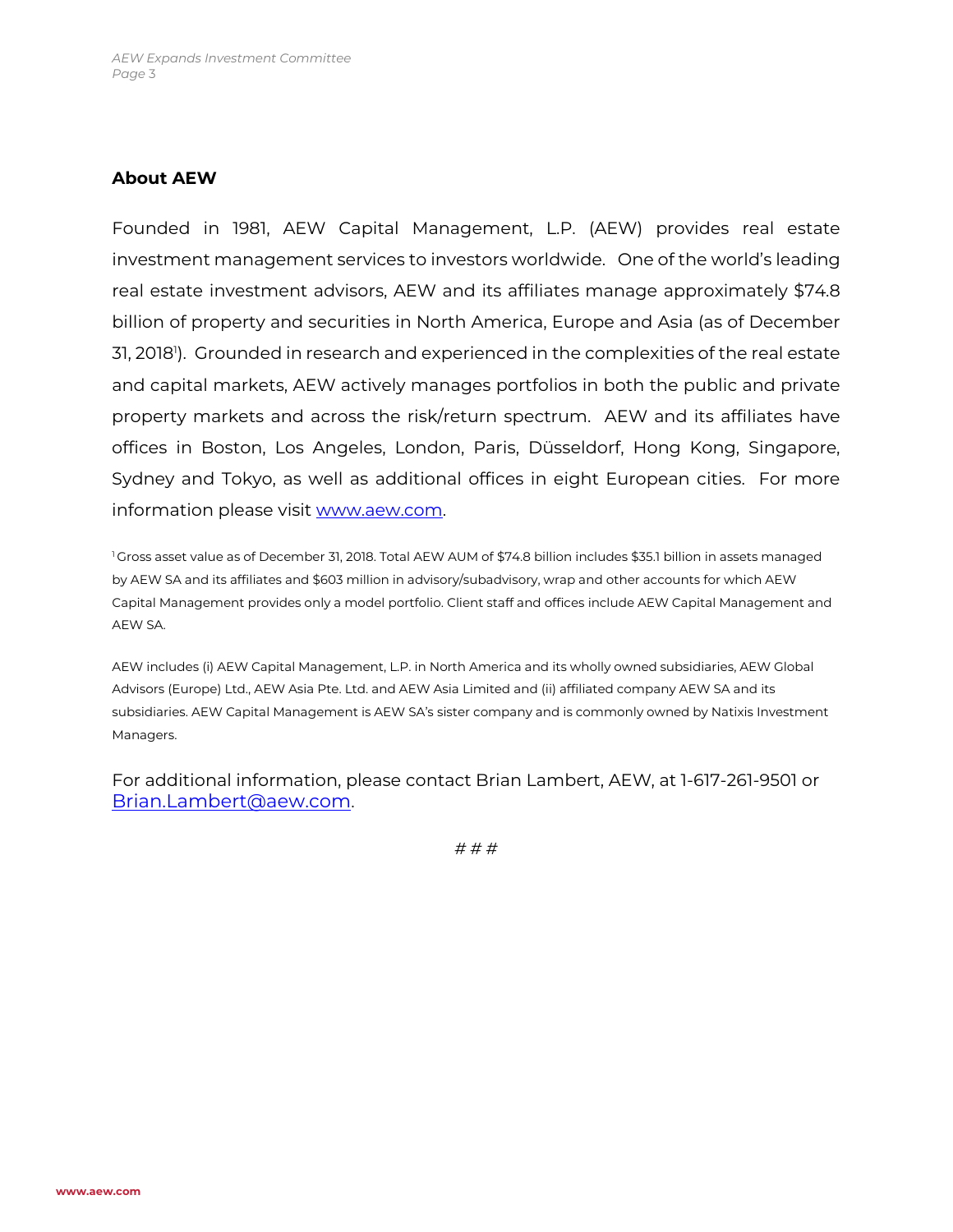## About AEW

Founded in 1981, AEW Capital Management, L.P. (AEW) provides real estate investment management services to investors worldwide. One of the world's leading real estate investment advisors, AEW and its affiliates manage approximately $74.8 billion of property and securities in North America, Europe and Asia (as of December 31, 2018[1]). Grounded in research and experienced in the complexities of the real estate and capital markets, AEW actively manages portfolios in both the public and private property markets and across the risk/return spectrum. AEW and its affiliates have offices in Boston, Los Angeles, London, Paris, Düsseldorf, Hong Kong, Singapore, Sydney and Tokyo, as well as additional offices in eight European cities. For more information please visit www.aew.com.

[1] Gross asset value as of December 31, 2018. Total AEW AUM of $74.8 billion includes $35.1 billion in assets managed by AEW SA and its affiliates and $603 million in advisory/subadvisory, wrap and other accounts for which AEW Capital Management provides only a model portfolio. Client staff and offices include AEW Capital Management and AEW SA.

AEW includes (i) AEW Capital Management, L.P. in North America and its wholly owned subsidiaries, AEW Global Advisors (Europe) Ltd., AEW Asia Pte. Ltd. and AEW Asia Limited and (ii) affiliated company AEW SA and its subsidiaries. AEW Capital Management is AEW SA's sister company and is commonly owned by Natixis Investment Managers.

For additional information, please contact Brian Lambert, AEW, at 1-617-261-9501 or Brian.Lambert@aew.com.

# # #